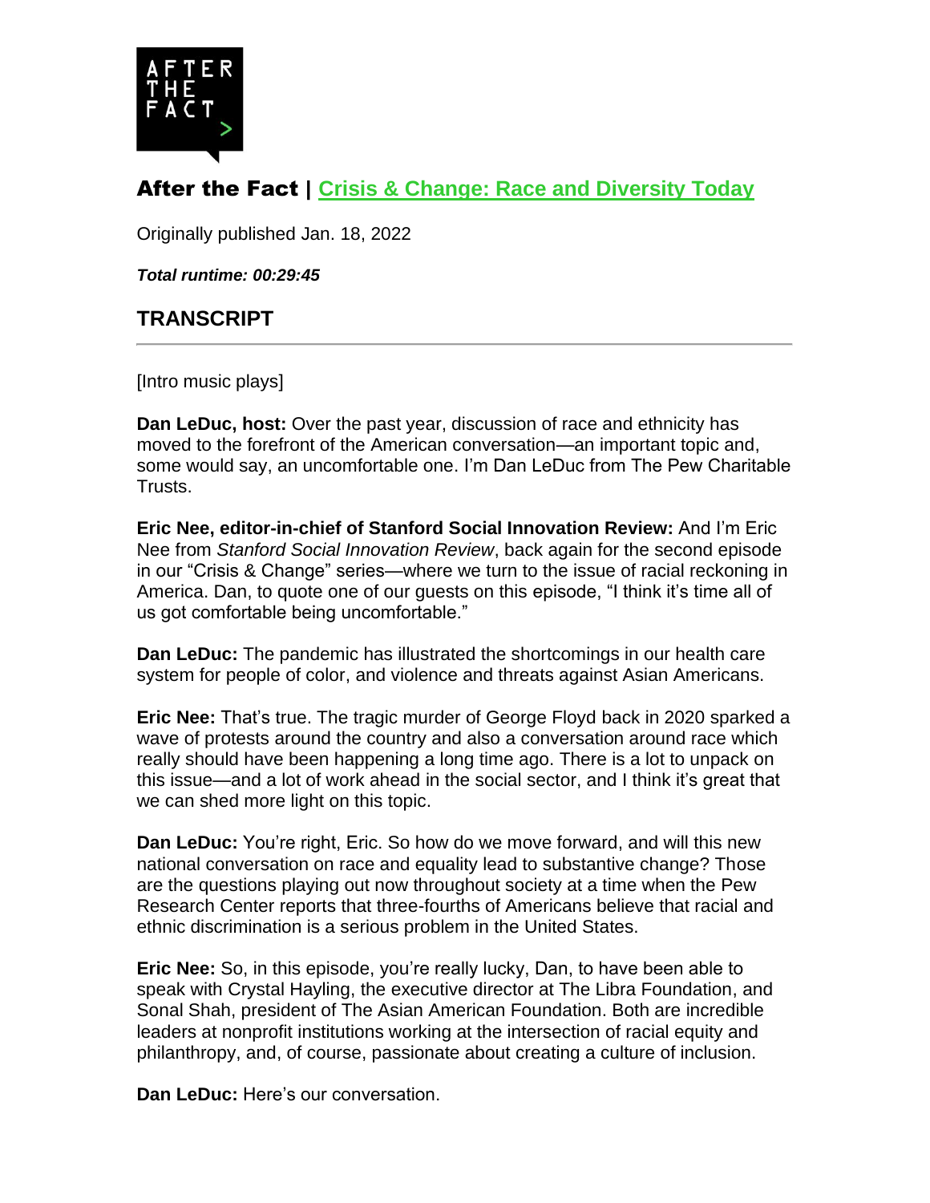## After the Fact | Crisis & Change: Race and Diversity Today

Originally published Jan. 18, 2022

***Total runtime: 00:29:45***

## TRANSCRIPT

[Intro music plays]

**Dan LeDuc, host:** Over the past year, discussion of race and ethnicity has moved to the forefront of the American conversation—an important topic and, some would say, an uncomfortable one. I'm Dan LeDuc from The Pew Charitable Trusts.

**Eric Nee, editor-in-chief of Stanford Social Innovation Review:** And I'm Eric Nee from *Stanford Social Innovation Review*, back again for the second episode in our "Crisis & Change" series—where we turn to the issue of racial reckoning in America. Dan, to quote one of our guests on this episode, "I think it's time all of us got comfortable being uncomfortable."

**Dan LeDuc:** The pandemic has illustrated the shortcomings in our health care system for people of color, and violence and threats against Asian Americans.

**Eric Nee:** That's true. The tragic murder of George Floyd back in 2020 sparked a wave of protests around the country and also a conversation around race which really should have been happening a long time ago. There is a lot to unpack on this issue—and a lot of work ahead in the social sector, and I think it's great that we can shed more light on this topic.

**Dan LeDuc:** You're right, Eric. So how do we move forward, and will this new national conversation on race and equality lead to substantive change? Those are the questions playing out now throughout society at a time when the Pew Research Center reports that three-fourths of Americans believe that racial and ethnic discrimination is a serious problem in the United States.

**Eric Nee:** So, in this episode, you're really lucky, Dan, to have been able to speak with Crystal Hayling, the executive director at The Libra Foundation, and Sonal Shah, president of The Asian American Foundation. Both are incredible leaders at nonprofit institutions working at the intersection of racial equity and philanthropy, and, of course, passionate about creating a culture of inclusion.

**Dan LeDuc:** Here's our conversation.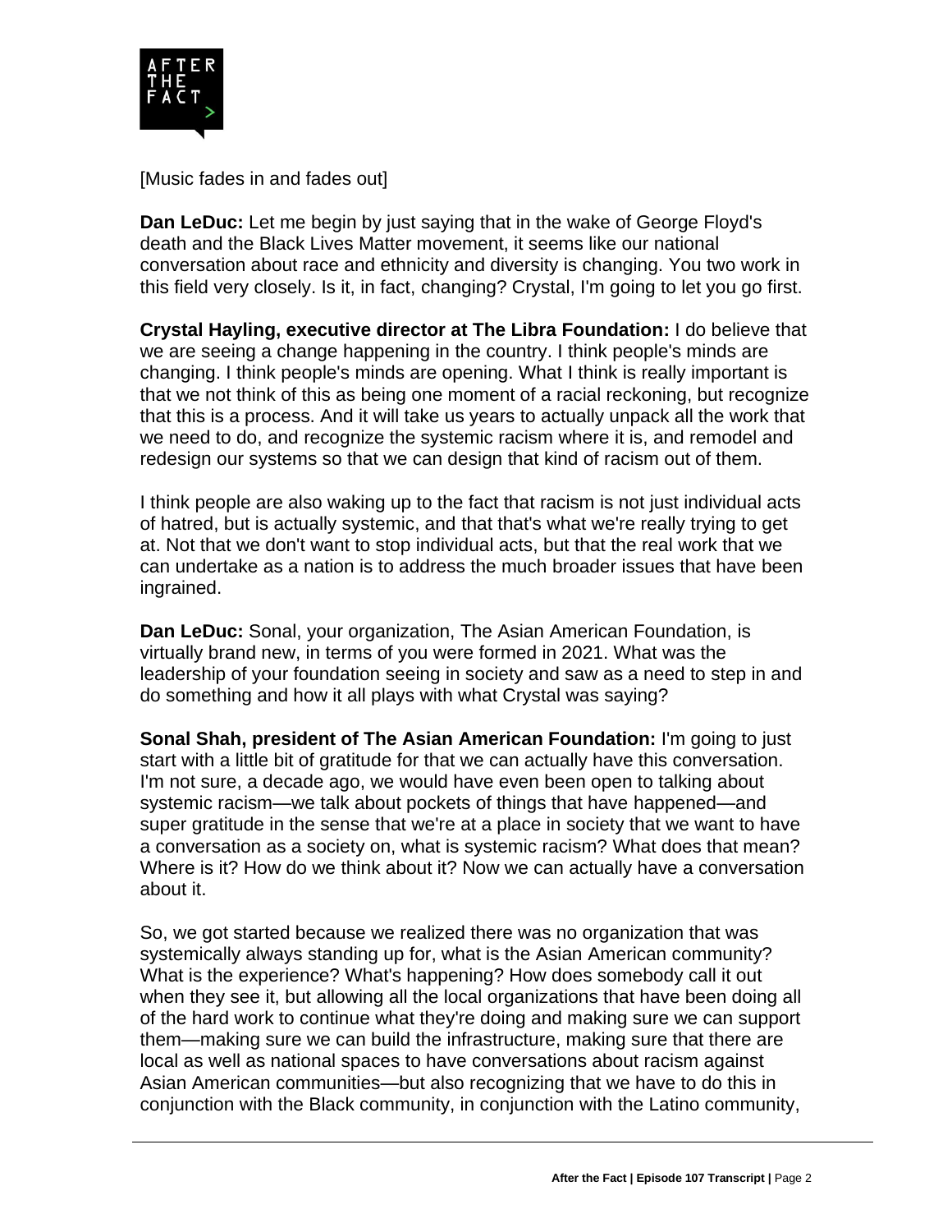[Music fades in and fades out]

**Dan LeDuc:** Let me begin by just saying that in the wake of George Floyd's death and the Black Lives Matter movement, it seems like our national conversation about race and ethnicity and diversity is changing. You two work in this field very closely. Is it, in fact, changing? Crystal, I'm going to let you go first.

**Crystal Hayling, executive director at The Libra Foundation:** I do believe that we are seeing a change happening in the country. I think people's minds are changing. I think people's minds are opening. What I think is really important is that we not think of this as being one moment of a racial reckoning, but recognize that this is a process. And it will take us years to actually unpack all the work that we need to do, and recognize the systemic racism where it is, and remodel and redesign our systems so that we can design that kind of racism out of them.

I think people are also waking up to the fact that racism is not just individual acts of hatred, but is actually systemic, and that that's what we're really trying to get at. Not that we don't want to stop individual acts, but that the real work that we can undertake as a nation is to address the much broader issues that have been ingrained.

**Dan LeDuc:** Sonal, your organization, The Asian American Foundation, is virtually brand new, in terms of you were formed in 2021. What was the leadership of your foundation seeing in society and saw as a need to step in and do something and how it all plays with what Crystal was saying?

**Sonal Shah, president of The Asian American Foundation:** I'm going to just start with a little bit of gratitude for that we can actually have this conversation. I'm not sure, a decade ago, we would have even been open to talking about systemic racism—we talk about pockets of things that have happened—and super gratitude in the sense that we're at a place in society that we want to have a conversation as a society on, what is systemic racism? What does that mean? Where is it? How do we think about it? Now we can actually have a conversation about it.

So, we got started because we realized there was no organization that was systemically always standing up for, what is the Asian American community? What is the experience? What's happening? How does somebody call it out when they see it, but allowing all the local organizations that have been doing all of the hard work to continue what they're doing and making sure we can support them—making sure we can build the infrastructure, making sure that there are local as well as national spaces to have conversations about racism against Asian American communities—but also recognizing that we have to do this in conjunction with the Black community, in conjunction with the Latino community,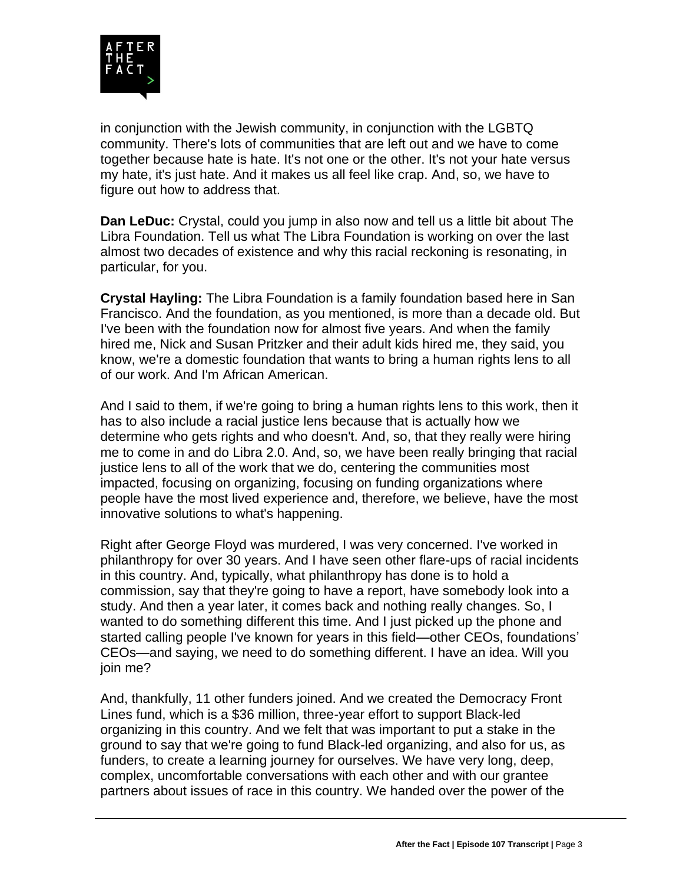in conjunction with the Jewish community, in conjunction with the LGBTQ community. There's lots of communities that are left out and we have to come together because hate is hate. It's not one or the other. It's not your hate versus my hate, it's just hate. And it makes us all feel like crap. And, so, we have to figure out how to address that.

**Dan LeDuc:** Crystal, could you jump in also now and tell us a little bit about The Libra Foundation. Tell us what The Libra Foundation is working on over the last almost two decades of existence and why this racial reckoning is resonating, in particular, for you.

**Crystal Hayling:** The Libra Foundation is a family foundation based here in San Francisco. And the foundation, as you mentioned, is more than a decade old. But I've been with the foundation now for almost five years. And when the family hired me, Nick and Susan Pritzker and their adult kids hired me, they said, you know, we're a domestic foundation that wants to bring a human rights lens to all of our work. And I'm African American.

And I said to them, if we're going to bring a human rights lens to this work, then it has to also include a racial justice lens because that is actually how we determine who gets rights and who doesn't. And, so, that they really were hiring me to come in and do Libra 2.0. And, so, we have been really bringing that racial justice lens to all of the work that we do, centering the communities most impacted, focusing on organizing, focusing on funding organizations where people have the most lived experience and, therefore, we believe, have the most innovative solutions to what's happening.

Right after George Floyd was murdered, I was very concerned. I've worked in philanthropy for over 30 years. And I have seen other flare-ups of racial incidents in this country. And, typically, what philanthropy has done is to hold a commission, say that they're going to have a report, have somebody look into a study. And then a year later, it comes back and nothing really changes. So, I wanted to do something different this time. And I just picked up the phone and started calling people I've known for years in this field—other CEOs, foundations' CEOs—and saying, we need to do something different. I have an idea. Will you join me?

And, thankfully, 11 other funders joined. And we created the Democracy Front Lines fund, which is a $36 million, three-year effort to support Black-led organizing in this country. And we felt that was important to put a stake in the ground to say that we're going to fund Black-led organizing, and also for us, as funders, to create a learning journey for ourselves. We have very long, deep, complex, uncomfortable conversations with each other and with our grantee partners about issues of race in this country. We handed over the power of the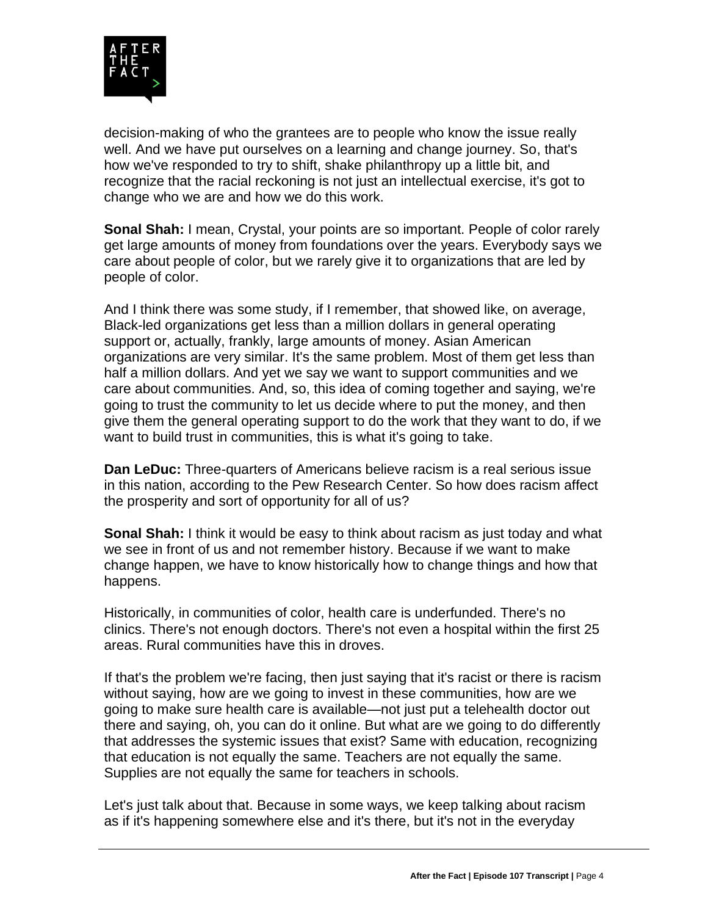decision-making of who the grantees are to people who know the issue really well. And we have put ourselves on a learning and change journey. So, that's how we've responded to try to shift, shake philanthropy up a little bit, and recognize that the racial reckoning is not just an intellectual exercise, it's got to change who we are and how we do this work.

**Sonal Shah:** I mean, Crystal, your points are so important. People of color rarely get large amounts of money from foundations over the years. Everybody says we care about people of color, but we rarely give it to organizations that are led by people of color.

And I think there was some study, if I remember, that showed like, on average, Black-led organizations get less than a million dollars in general operating support or, actually, frankly, large amounts of money. Asian American organizations are very similar. It's the same problem. Most of them get less than half a million dollars. And yet we say we want to support communities and we care about communities. And, so, this idea of coming together and saying, we're going to trust the community to let us decide where to put the money, and then give them the general operating support to do the work that they want to do, if we want to build trust in communities, this is what it's going to take.

**Dan LeDuc:** Three-quarters of Americans believe racism is a real serious issue in this nation, according to the Pew Research Center. So how does racism affect the prosperity and sort of opportunity for all of us?

**Sonal Shah:** I think it would be easy to think about racism as just today and what we see in front of us and not remember history. Because if we want to make change happen, we have to know historically how to change things and how that happens.

Historically, in communities of color, health care is underfunded. There's no clinics. There's not enough doctors. There's not even a hospital within the first 25 areas. Rural communities have this in droves.

If that's the problem we're facing, then just saying that it's racist or there is racism without saying, how are we going to invest in these communities, how are we going to make sure health care is available—not just put a telehealth doctor out there and saying, oh, you can do it online. But what are we going to do differently that addresses the systemic issues that exist? Same with education, recognizing that education is not equally the same. Teachers are not equally the same. Supplies are not equally the same for teachers in schools.

Let's just talk about that. Because in some ways, we keep talking about racism as if it's happening somewhere else and it's there, but it's not in the everyday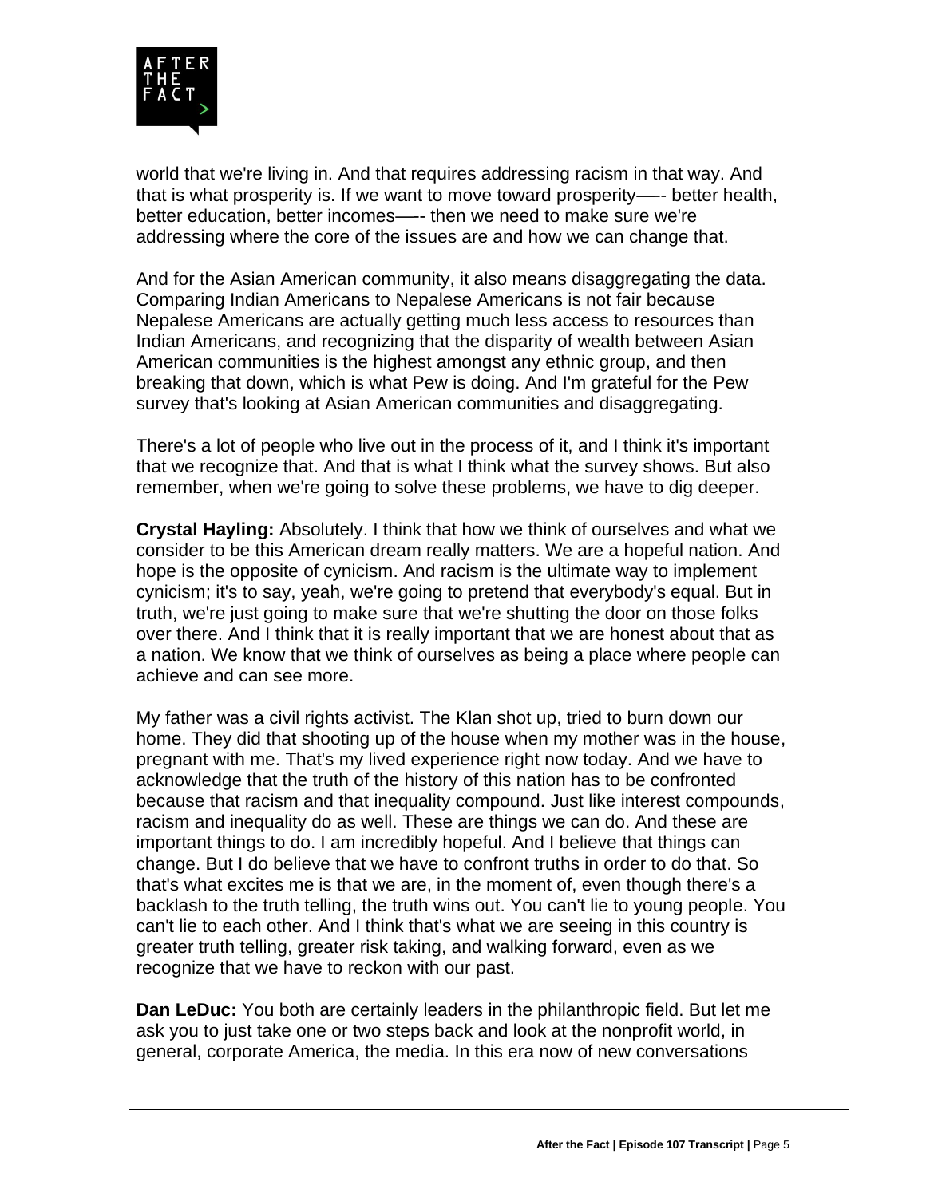world that we're living in. And that requires addressing racism in that way. And that is what prosperity is. If we want to move toward prosperity—-- better health, better education, better incomes—-- then we need to make sure we're addressing where the core of the issues are and how we can change that.

And for the Asian American community, it also means disaggregating the data. Comparing Indian Americans to Nepalese Americans is not fair because Nepalese Americans are actually getting much less access to resources than Indian Americans, and recognizing that the disparity of wealth between Asian American communities is the highest amongst any ethnic group, and then breaking that down, which is what Pew is doing. And I'm grateful for the Pew survey that's looking at Asian American communities and disaggregating.

There's a lot of people who live out in the process of it, and I think it's important that we recognize that. And that is what I think what the survey shows. But also remember, when we're going to solve these problems, we have to dig deeper.

**Crystal Hayling:** Absolutely. I think that how we think of ourselves and what we consider to be this American dream really matters. We are a hopeful nation. And hope is the opposite of cynicism. And racism is the ultimate way to implement cynicism; it's to say, yeah, we're going to pretend that everybody's equal. But in truth, we're just going to make sure that we're shutting the door on those folks over there. And I think that it is really important that we are honest about that as a nation. We know that we think of ourselves as being a place where people can achieve and can see more.

My father was a civil rights activist. The Klan shot up, tried to burn down our home. They did that shooting up of the house when my mother was in the house, pregnant with me. That's my lived experience right now today. And we have to acknowledge that the truth of the history of this nation has to be confronted because that racism and that inequality compound. Just like interest compounds, racism and inequality do as well. These are things we can do. And these are important things to do. I am incredibly hopeful. And I believe that things can change. But I do believe that we have to confront truths in order to do that. So that's what excites me is that we are, in the moment of, even though there's a backlash to the truth telling, the truth wins out. You can't lie to young people. You can't lie to each other. And I think that's what we are seeing in this country is greater truth telling, greater risk taking, and walking forward, even as we recognize that we have to reckon with our past.

**Dan LeDuc:** You both are certainly leaders in the philanthropic field. But let me ask you to just take one or two steps back and look at the nonprofit world, in general, corporate America, the media. In this era now of new conversations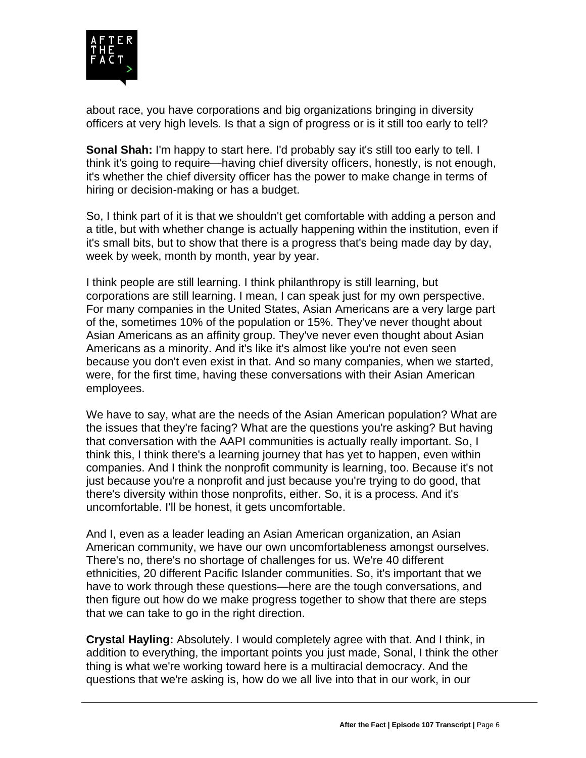about race, you have corporations and big organizations bringing in diversity officers at very high levels. Is that a sign of progress or is it still too early to tell?

**Sonal Shah:** I'm happy to start here. I'd probably say it's still too early to tell. I think it's going to require—having chief diversity officers, honestly, is not enough, it's whether the chief diversity officer has the power to make change in terms of hiring or decision-making or has a budget.

So, I think part of it is that we shouldn't get comfortable with adding a person and a title, but with whether change is actually happening within the institution, even if it's small bits, but to show that there is a progress that's being made day by day, week by week, month by month, year by year.

I think people are still learning. I think philanthropy is still learning, but corporations are still learning. I mean, I can speak just for my own perspective. For many companies in the United States, Asian Americans are a very large part of the, sometimes 10% of the population or 15%. They've never thought about Asian Americans as an affinity group. They've never even thought about Asian Americans as a minority. And it's like it's almost like you're not even seen because you don't even exist in that. And so many companies, when we started, were, for the first time, having these conversations with their Asian American employees.

We have to say, what are the needs of the Asian American population? What are the issues that they're facing? What are the questions you're asking? But having that conversation with the AAPI communities is actually really important. So, I think this, I think there's a learning journey that has yet to happen, even within companies. And I think the nonprofit community is learning, too. Because it's not just because you're a nonprofit and just because you're trying to do good, that there's diversity within those nonprofits, either. So, it is a process. And it's uncomfortable. I'll be honest, it gets uncomfortable.

And I, even as a leader leading an Asian American organization, an Asian American community, we have our own uncomfortableness amongst ourselves. There's no, there's no shortage of challenges for us. We're 40 different ethnicities, 20 different Pacific Islander communities. So, it's important that we have to work through these questions—here are the tough conversations, and then figure out how do we make progress together to show that there are steps that we can take to go in the right direction.

**Crystal Hayling:** Absolutely. I would completely agree with that. And I think, in addition to everything, the important points you just made, Sonal, I think the other thing is what we're working toward here is a multiracial democracy. And the questions that we're asking is, how do we all live into that in our work, in our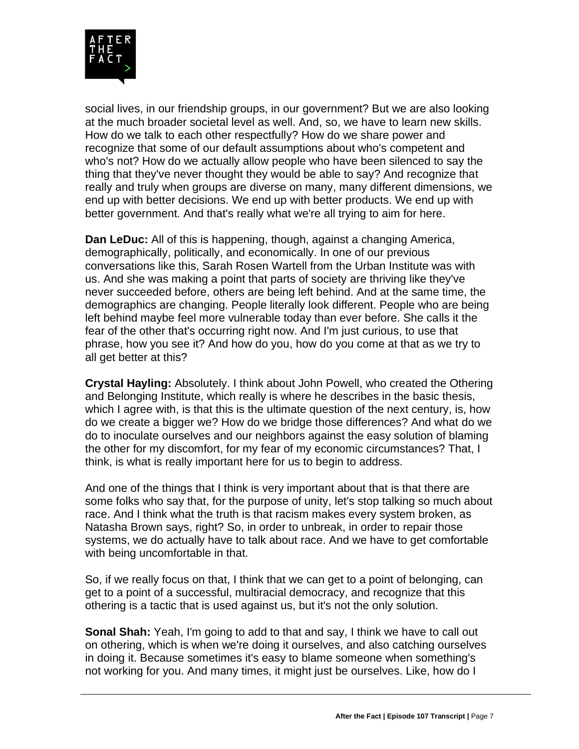social lives, in our friendship groups, in our government? But we are also looking at the much broader societal level as well. And, so, we have to learn new skills. How do we talk to each other respectfully? How do we share power and recognize that some of our default assumptions about who's competent and who's not? How do we actually allow people who have been silenced to say the thing that they've never thought they would be able to say? And recognize that really and truly when groups are diverse on many, many different dimensions, we end up with better decisions. We end up with better products. We end up with better government. And that's really what we're all trying to aim for here.

**Dan LeDuc:** All of this is happening, though, against a changing America, demographically, politically, and economically. In one of our previous conversations like this, Sarah Rosen Wartell from the Urban Institute was with us. And she was making a point that parts of society are thriving like they've never succeeded before, others are being left behind. And at the same time, the demographics are changing. People literally look different. People who are being left behind maybe feel more vulnerable today than ever before. She calls it the fear of the other that's occurring right now. And I'm just curious, to use that phrase, how you see it? And how do you, how do you come at that as we try to all get better at this?

**Crystal Hayling:** Absolutely. I think about John Powell, who created the Othering and Belonging Institute, which really is where he describes in the basic thesis, which I agree with, is that this is the ultimate question of the next century, is, how do we create a bigger we? How do we bridge those differences? And what do we do to inoculate ourselves and our neighbors against the easy solution of blaming the other for my discomfort, for my fear of my economic circumstances? That, I think, is what is really important here for us to begin to address.

And one of the things that I think is very important about that is that there are some folks who say that, for the purpose of unity, let's stop talking so much about race. And I think what the truth is that racism makes every system broken, as Natasha Brown says, right? So, in order to unbreak, in order to repair those systems, we do actually have to talk about race. And we have to get comfortable with being uncomfortable in that.

So, if we really focus on that, I think that we can get to a point of belonging, can get to a point of a successful, multiracial democracy, and recognize that this othering is a tactic that is used against us, but it's not the only solution.

**Sonal Shah:** Yeah, I'm going to add to that and say, I think we have to call out on othering, which is when we're doing it ourselves, and also catching ourselves in doing it. Because sometimes it's easy to blame someone when something's not working for you. And many times, it might just be ourselves. Like, how do I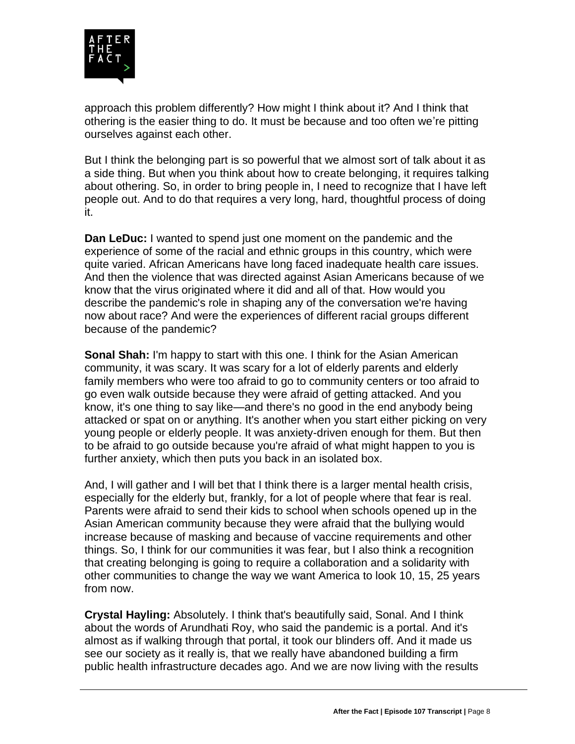approach this problem differently? How might I think about it? And I think that othering is the easier thing to do. It must be because and too often we're pitting ourselves against each other.

But I think the belonging part is so powerful that we almost sort of talk about it as a side thing. But when you think about how to create belonging, it requires talking about othering. So, in order to bring people in, I need to recognize that I have left people out. And to do that requires a very long, hard, thoughtful process of doing it.

**Dan LeDuc:** I wanted to spend just one moment on the pandemic and the experience of some of the racial and ethnic groups in this country, which were quite varied. African Americans have long faced inadequate health care issues. And then the violence that was directed against Asian Americans because of we know that the virus originated where it did and all of that. How would you describe the pandemic's role in shaping any of the conversation we're having now about race? And were the experiences of different racial groups different because of the pandemic?

**Sonal Shah:** I'm happy to start with this one. I think for the Asian American community, it was scary. It was scary for a lot of elderly parents and elderly family members who were too afraid to go to community centers or too afraid to go even walk outside because they were afraid of getting attacked. And you know, it's one thing to say like—and there's no good in the end anybody being attacked or spat on or anything. It's another when you start either picking on very young people or elderly people. It was anxiety-driven enough for them. But then to be afraid to go outside because you're afraid of what might happen to you is further anxiety, which then puts you back in an isolated box.

And, I will gather and I will bet that I think there is a larger mental health crisis, especially for the elderly but, frankly, for a lot of people where that fear is real. Parents were afraid to send their kids to school when schools opened up in the Asian American community because they were afraid that the bullying would increase because of masking and because of vaccine requirements and other things. So, I think for our communities it was fear, but I also think a recognition that creating belonging is going to require a collaboration and a solidarity with other communities to change the way we want America to look 10, 15, 25 years from now.

**Crystal Hayling:** Absolutely. I think that's beautifully said, Sonal. And I think about the words of Arundhati Roy, who said the pandemic is a portal. And it's almost as if walking through that portal, it took our blinders off. And it made us see our society as it really is, that we really have abandoned building a firm public health infrastructure decades ago. And we are now living with the results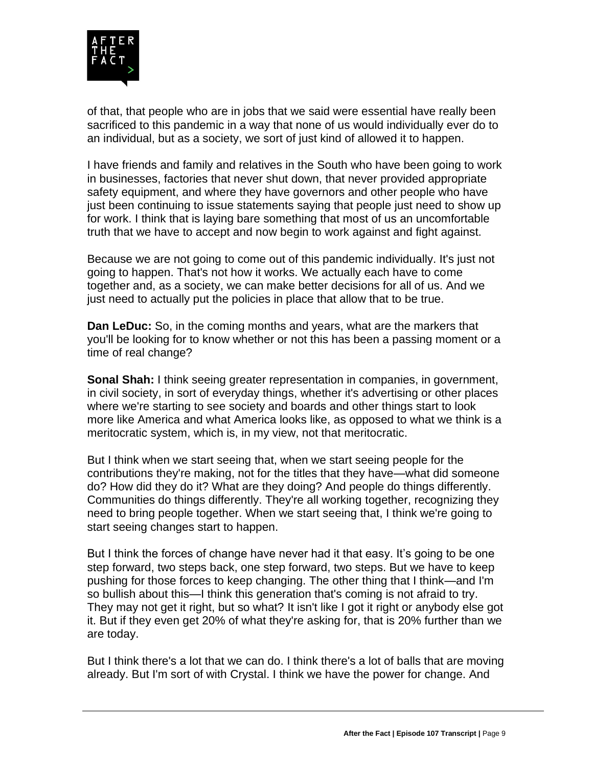of that, that people who are in jobs that we said were essential have really been sacrificed to this pandemic in a way that none of us would individually ever do to an individual, but as a society, we sort of just kind of allowed it to happen.

I have friends and family and relatives in the South who have been going to work in businesses, factories that never shut down, that never provided appropriate safety equipment, and where they have governors and other people who have just been continuing to issue statements saying that people just need to show up for work. I think that is laying bare something that most of us an uncomfortable truth that we have to accept and now begin to work against and fight against.

Because we are not going to come out of this pandemic individually. It's just not going to happen. That's not how it works. We actually each have to come together and, as a society, we can make better decisions for all of us. And we just need to actually put the policies in place that allow that to be true.

**Dan LeDuc:** So, in the coming months and years, what are the markers that you'll be looking for to know whether or not this has been a passing moment or a time of real change?

**Sonal Shah:** I think seeing greater representation in companies, in government, in civil society, in sort of everyday things, whether it's advertising or other places where we're starting to see society and boards and other things start to look more like America and what America looks like, as opposed to what we think is a meritocratic system, which is, in my view, not that meritocratic.

But I think when we start seeing that, when we start seeing people for the contributions they're making, not for the titles that they have—what did someone do? How did they do it? What are they doing? And people do things differently. Communities do things differently. They're all working together, recognizing they need to bring people together. When we start seeing that, I think we're going to start seeing changes start to happen.

But I think the forces of change have never had it that easy. It's going to be one step forward, two steps back, one step forward, two steps. But we have to keep pushing for those forces to keep changing. The other thing that I think—and I'm so bullish about this—I think this generation that's coming is not afraid to try. They may not get it right, but so what? It isn't like I got it right or anybody else got it. But if they even get 20% of what they're asking for, that is 20% further than we are today.

But I think there's a lot that we can do. I think there's a lot of balls that are moving already. But I'm sort of with Crystal. I think we have the power for change. And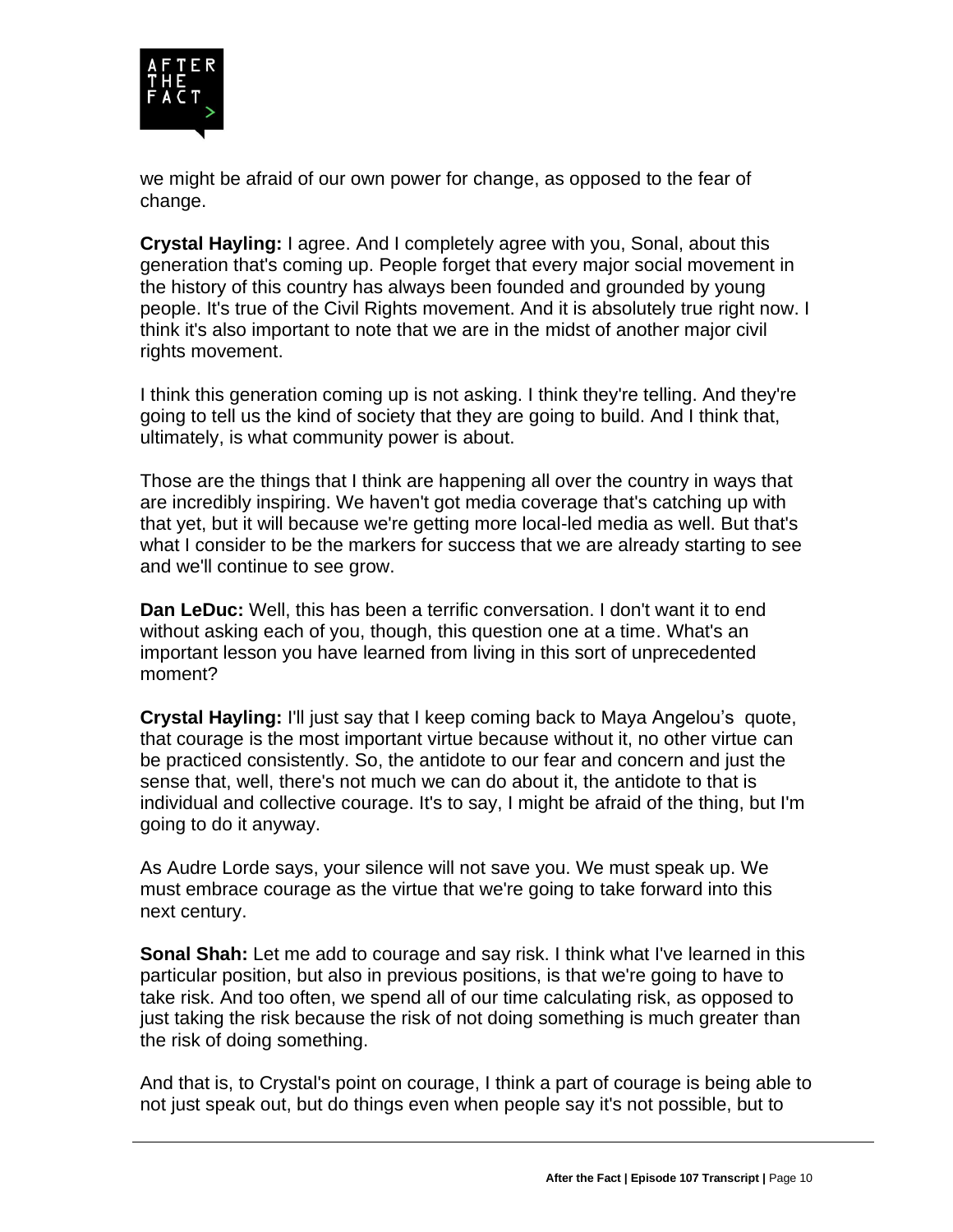we might be afraid of our own power for change, as opposed to the fear of change.

**Crystal Hayling:** I agree. And I completely agree with you, Sonal, about this generation that's coming up. People forget that every major social movement in the history of this country has always been founded and grounded by young people. It's true of the Civil Rights movement. And it is absolutely true right now. I think it's also important to note that we are in the midst of another major civil rights movement.

I think this generation coming up is not asking. I think they're telling. And they're going to tell us the kind of society that they are going to build. And I think that, ultimately, is what community power is about.

Those are the things that I think are happening all over the country in ways that are incredibly inspiring. We haven't got media coverage that's catching up with that yet, but it will because we're getting more local-led media as well. But that's what I consider to be the markers for success that we are already starting to see and we'll continue to see grow.

**Dan LeDuc:** Well, this has been a terrific conversation. I don't want it to end without asking each of you, though, this question one at a time. What's an important lesson you have learned from living in this sort of unprecedented moment?

**Crystal Hayling:** I'll just say that I keep coming back to Maya Angelou's quote, that courage is the most important virtue because without it, no other virtue can be practiced consistently. So, the antidote to our fear and concern and just the sense that, well, there's not much we can do about it, the antidote to that is individual and collective courage. It's to say, I might be afraid of the thing, but I'm going to do it anyway.

As Audre Lorde says, your silence will not save you. We must speak up. We must embrace courage as the virtue that we're going to take forward into this next century.

**Sonal Shah:** Let me add to courage and say risk. I think what I've learned in this particular position, but also in previous positions, is that we're going to have to take risk. And too often, we spend all of our time calculating risk, as opposed to just taking the risk because the risk of not doing something is much greater than the risk of doing something.

And that is, to Crystal's point on courage, I think a part of courage is being able to not just speak out, but do things even when people say it's not possible, but to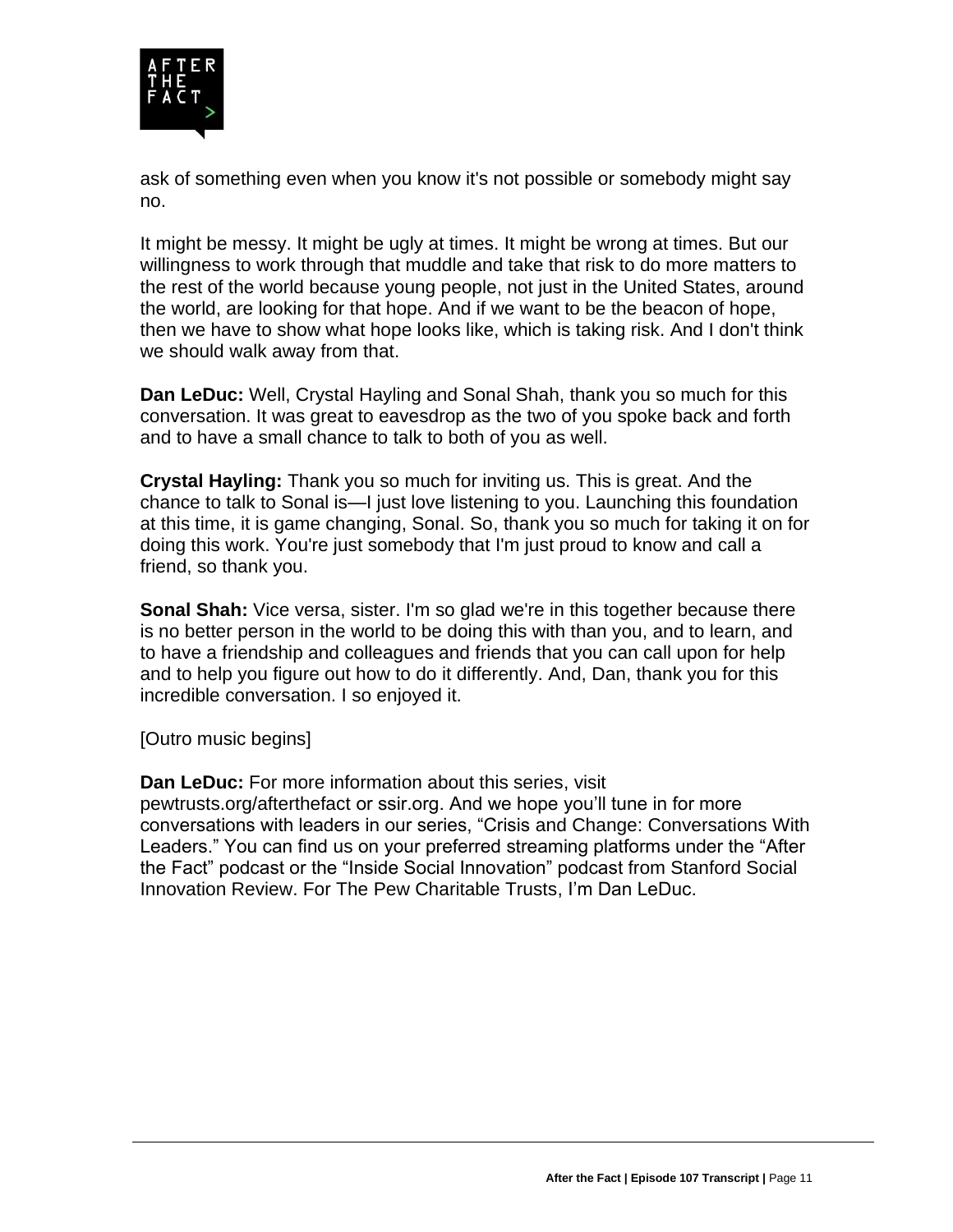ask of something even when you know it's not possible or somebody might say no.

It might be messy. It might be ugly at times. It might be wrong at times. But our willingness to work through that muddle and take that risk to do more matters to the rest of the world because young people, not just in the United States, around the world, are looking for that hope. And if we want to be the beacon of hope, then we have to show what hope looks like, which is taking risk. And I don't think we should walk away from that.

**Dan LeDuc:** Well, Crystal Hayling and Sonal Shah, thank you so much for this conversation. It was great to eavesdrop as the two of you spoke back and forth and to have a small chance to talk to both of you as well.

**Crystal Hayling:** Thank you so much for inviting us. This is great. And the chance to talk to Sonal is—I just love listening to you. Launching this foundation at this time, it is game changing, Sonal. So, thank you so much for taking it on for doing this work. You're just somebody that I'm just proud to know and call a friend, so thank you.

**Sonal Shah:** Vice versa, sister. I'm so glad we're in this together because there is no better person in the world to be doing this with than you, and to learn, and to have a friendship and colleagues and friends that you can call upon for help and to help you figure out how to do it differently. And, Dan, thank you for this incredible conversation. I so enjoyed it.

[Outro music begins]

**Dan LeDuc:** For more information about this series, visit pewtrusts.org/afterthefact or ssir.org. And we hope you'll tune in for more conversations with leaders in our series, "Crisis and Change: Conversations With Leaders." You can find us on your preferred streaming platforms under the "After the Fact" podcast or the "Inside Social Innovation" podcast from Stanford Social Innovation Review. For The Pew Charitable Trusts, I'm Dan LeDuc.